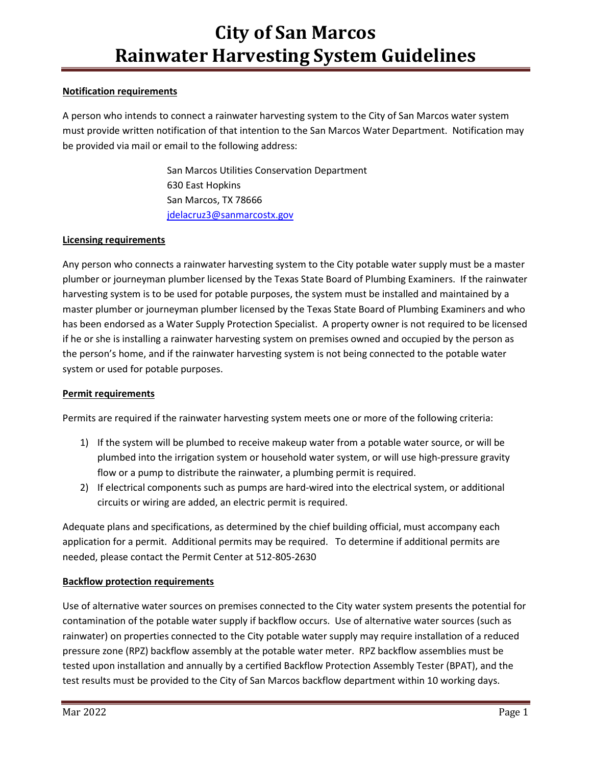# City of San Marcos
# Rainwater Harvesting System Guidelines

**Notification requirements**

A person who intends to connect a rainwater harvesting system to the City of San Marcos water system must provide written notification of that intention to the San Marcos Water Department. Notification may be provided via mail or email to the following address:

San Marcos Utilities Conservation Department
630 East Hopkins
San Marcos, TX 78666
jdelacruz3@sanmarcostx.gov

**Licensing requirements**

Any person who connects a rainwater harvesting system to the City potable water supply must be a master plumber or journeyman plumber licensed by the Texas State Board of Plumbing Examiners. If the rainwater harvesting system is to be used for potable purposes, the system must be installed and maintained by a master plumber or journeyman plumber licensed by the Texas State Board of Plumbing Examiners and who has been endorsed as a Water Supply Protection Specialist. A property owner is not required to be licensed if he or she is installing a rainwater harvesting system on premises owned and occupied by the person as the person's home, and if the rainwater harvesting system is not being connected to the potable water system or used for potable purposes.

**Permit requirements**

Permits are required if the rainwater harvesting system meets one or more of the following criteria:

1) If the system will be plumbed to receive makeup water from a potable water source, or will be plumbed into the irrigation system or household water system, or will use high-pressure gravity flow or a pump to distribute the rainwater, a plumbing permit is required.
2) If electrical components such as pumps are hard-wired into the electrical system, or additional circuits or wiring are added, an electric permit is required.

Adequate plans and specifications, as determined by the chief building official, must accompany each application for a permit. Additional permits may be required. To determine if additional permits are needed, please contact the Permit Center at 512-805-2630

**Backflow protection requirements**

Use of alternative water sources on premises connected to the City water system presents the potential for contamination of the potable water supply if backflow occurs. Use of alternative water sources (such as rainwater) on properties connected to the City potable water supply may require installation of a reduced pressure zone (RPZ) backflow assembly at the potable water meter. RPZ backflow assemblies must be tested upon installation and annually by a certified Backflow Protection Assembly Tester (BPAT), and the test results must be provided to the City of San Marcos backflow department within 10 working days.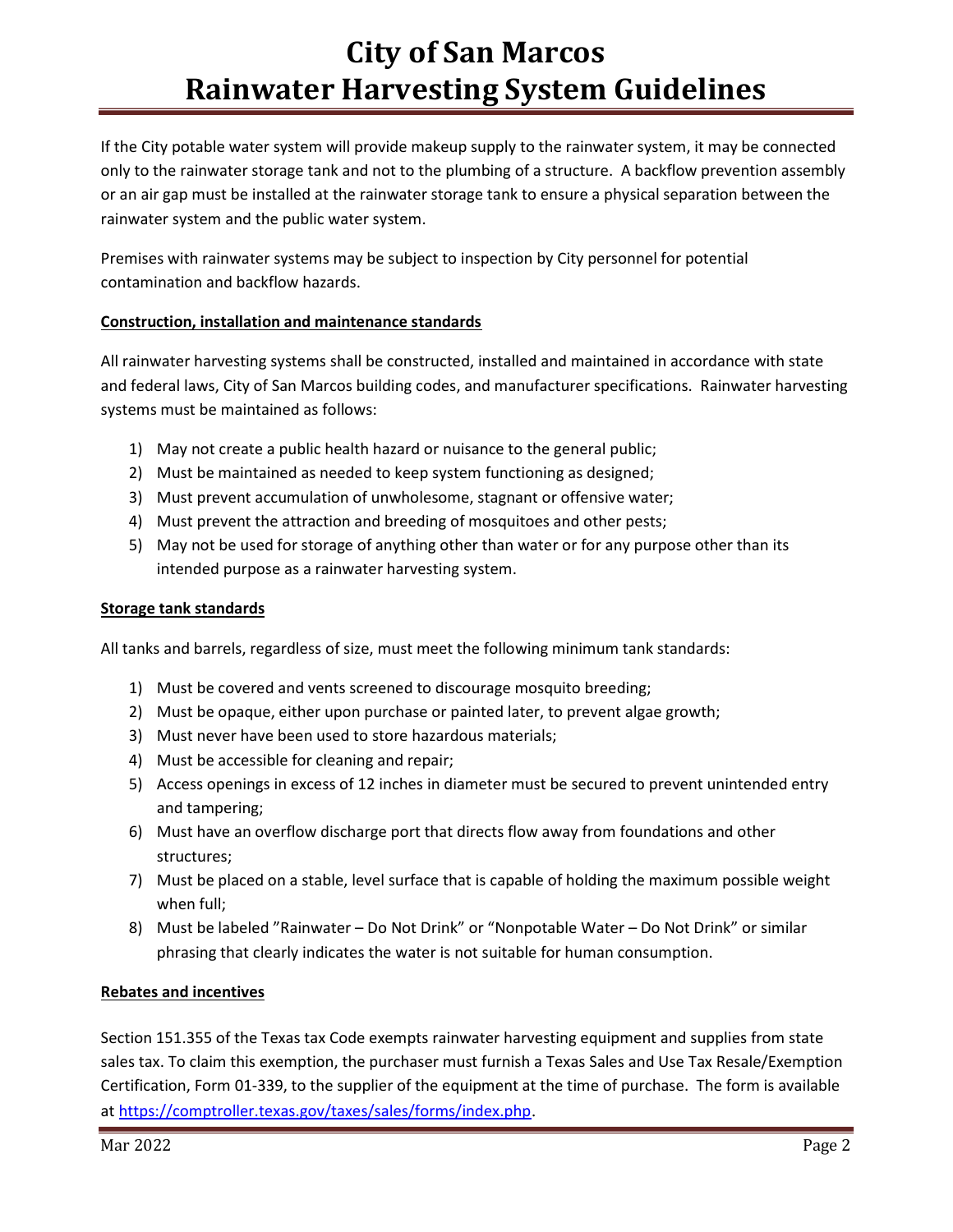If the City potable water system will provide makeup supply to the rainwater system, it may be connected only to the rainwater storage tank and not to the plumbing of a structure. A backflow prevention assembly or an air gap must be installed at the rainwater storage tank to ensure a physical separation between the rainwater system and the public water system.

Premises with rainwater systems may be subject to inspection by City personnel for potential contamination and backflow hazards.

**Construction, installation and maintenance standards**

All rainwater harvesting systems shall be constructed, installed and maintained in accordance with state and federal laws, City of San Marcos building codes, and manufacturer specifications. Rainwater harvesting systems must be maintained as follows:

1) May not create a public health hazard or nuisance to the general public;
2) Must be maintained as needed to keep system functioning as designed;
3) Must prevent accumulation of unwholesome, stagnant or offensive water;
4) Must prevent the attraction and breeding of mosquitoes and other pests;
5) May not be used for storage of anything other than water or for any purpose other than its intended purpose as a rainwater harvesting system.

**Storage tank standards**

All tanks and barrels, regardless of size, must meet the following minimum tank standards:

1) Must be covered and vents screened to discourage mosquito breeding;
2) Must be opaque, either upon purchase or painted later, to prevent algae growth;
3) Must never have been used to store hazardous materials;
4) Must be accessible for cleaning and repair;
5) Access openings in excess of 12 inches in diameter must be secured to prevent unintended entry and tampering;
6) Must have an overflow discharge port that directs flow away from foundations and other structures;
7) Must be placed on a stable, level surface that is capable of holding the maximum possible weight when full;
8) Must be labeled "Rainwater – Do Not Drink" or "Nonpotable Water – Do Not Drink" or similar phrasing that clearly indicates the water is not suitable for human consumption.

**Rebates and incentives**

Section 151.355 of the Texas tax Code exempts rainwater harvesting equipment and supplies from state sales tax. To claim this exemption, the purchaser must furnish a Texas Sales and Use Tax Resale/Exemption Certification, Form 01-339, to the supplier of the equipment at the time of purchase. The form is available at [https://comptroller.texas.gov/taxes/sales/forms/index.php](https://comptroller.texas.gov/taxes/sales/forms/index.php).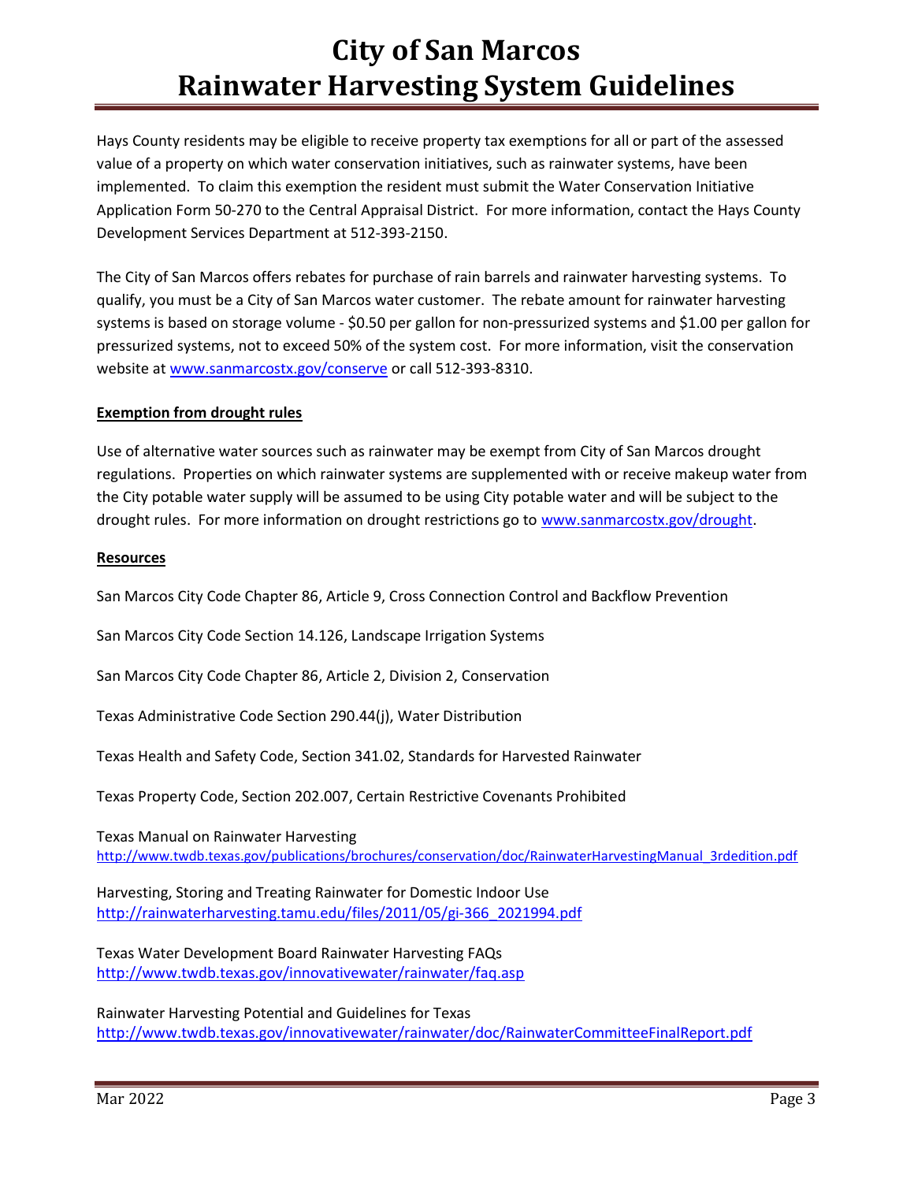# City of San Marcos Rainwater Harvesting System Guidelines

Hays County residents may be eligible to receive property tax exemptions for all or part of the assessed value of a property on which water conservation initiatives, such as rainwater systems, have been implemented. To claim this exemption the resident must submit the Water Conservation Initiative Application Form 50-270 to the Central Appraisal District. For more information, contact the Hays County Development Services Department at 512-393-2150.

The City of San Marcos offers rebates for purchase of rain barrels and rainwater harvesting systems. To qualify, you must be a City of San Marcos water customer. The rebate amount for rainwater harvesting systems is based on storage volume - $0.50 per gallon for non-pressurized systems and $1.00 per gallon for pressurized systems, not to exceed 50% of the system cost. For more information, visit the conservation website at [www.sanmarcostx.gov/conserve](www.sanmarcostx.gov/conserve) or call 512-393-8310.

**Exemption from drought rules**

Use of alternative water sources such as rainwater may be exempt from City of San Marcos drought regulations. Properties on which rainwater systems are supplemented with or receive makeup water from the City potable water supply will be assumed to be using City potable water and will be subject to the drought rules. For more information on drought restrictions go to [www.sanmarcostx.gov/drought](www.sanmarcostx.gov/drought).

**Resources**

San Marcos City Code Chapter 86, Article 9, Cross Connection Control and Backflow Prevention

San Marcos City Code Section 14.126, Landscape Irrigation Systems

San Marcos City Code Chapter 86, Article 2, Division 2, Conservation

Texas Administrative Code Section 290.44(j), Water Distribution

Texas Health and Safety Code, Section 341.02, Standards for Harvested Rainwater

Texas Property Code, Section 202.007, Certain Restrictive Covenants Prohibited

Texas Manual on Rainwater Harvesting
http://www.twdb.texas.gov/publications/brochures/conservation/doc/RainwaterHarvestingManual_3rdedition.pdf

Harvesting, Storing and Treating Rainwater for Domestic Indoor Use
http://rainwaterharvesting.tamu.edu/files/2011/05/gi-366_2021994.pdf

Texas Water Development Board Rainwater Harvesting FAQs
http://www.twdb.texas.gov/innovativewater/rainwater/faq.asp

Rainwater Harvesting Potential and Guidelines for Texas
http://www.twdb.texas.gov/innovativewater/rainwater/doc/RainwaterCommitteeFinalReport.pdf

Mar 2022